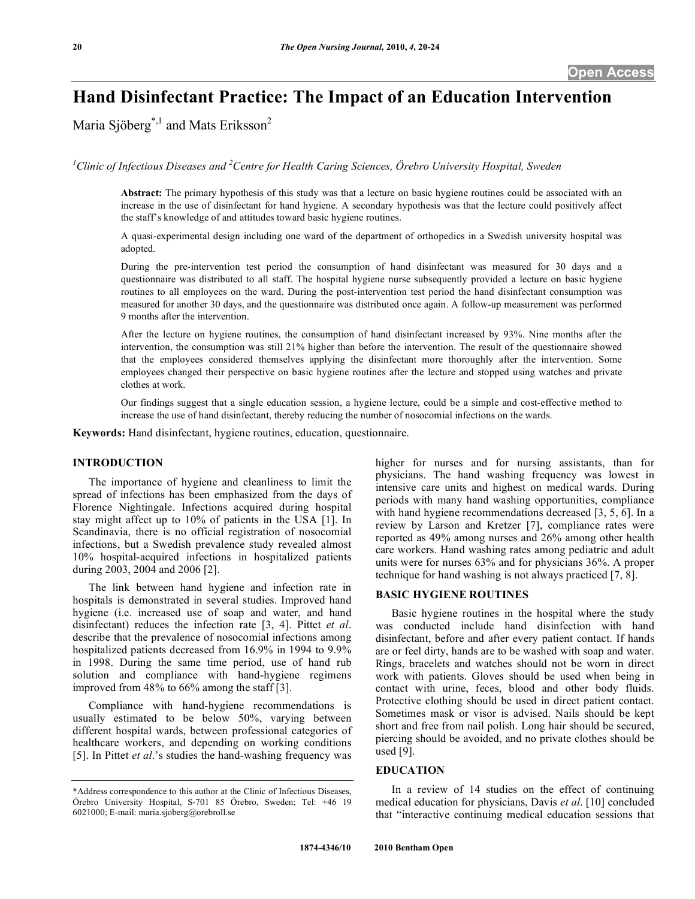# Hand Disinfectant Practice: The Impact of an Education Intervention

Maria Sjöberg*[,1] and Mats Eriksson[2]

[1]Clinic of Infectious Diseases and [2]Centre for Health Caring Sciences, Örebro University Hospital, Sweden

**Abstract:** The primary hypothesis of this study was that a lecture on basic hygiene routines could be associated with an increase in the use of disinfectant for hand hygiene. A secondary hypothesis was that the lecture could positively affect the staff's knowledge of and attitudes toward basic hygiene routines.

A quasi-experimental design including one ward of the department of orthopedics in a Swedish university hospital was adopted.

During the pre-intervention test period the consumption of hand disinfectant was measured for 30 days and a questionnaire was distributed to all staff. The hospital hygiene nurse subsequently provided a lecture on basic hygiene routines to all employees on the ward. During the post-intervention test period the hand disinfectant consumption was measured for another 30 days, and the questionnaire was distributed once again. A follow-up measurement was performed 9 months after the intervention.

After the lecture on hygiene routines, the consumption of hand disinfectant increased by 93%. Nine months after the intervention, the consumption was still 21% higher than before the intervention. The result of the questionnaire showed that the employees considered themselves applying the disinfectant more thoroughly after the intervention. Some employees changed their perspective on basic hygiene routines after the lecture and stopped using watches and private clothes at work.

Our findings suggest that a single education session, a hygiene lecture, could be a simple and cost-effective method to increase the use of hand disinfectant, thereby reducing the number of nosocomial infections on the wards.

**Keywords:** Hand disinfectant, hygiene routines, education, questionnaire.

## INTRODUCTION

The importance of hygiene and cleanliness to limit the spread of infections has been emphasized from the days of Florence Nightingale. Infections acquired during hospital stay might affect up to 10% of patients in the USA [1]. In Scandinavia, there is no official registration of nosocomial infections, but a Swedish prevalence study revealed almost 10% hospital-acquired infections in hospitalized patients during 2003, 2004 and 2006 [2].

The link between hand hygiene and infection rate in hospitals is demonstrated in several studies. Improved hand hygiene (i.e. increased use of soap and water, and hand disinfectant) reduces the infection rate [3, 4]. Pittet *et al*. describe that the prevalence of nosocomial infections among hospitalized patients decreased from 16.9% in 1994 to 9.9% in 1998. During the same time period, use of hand rub solution and compliance with hand-hygiene regimens improved from 48% to 66% among the staff [3].

Compliance with hand-hygiene recommendations is usually estimated to be below 50%, varying between different hospital wards, between professional categories of healthcare workers, and depending on working conditions [5]. In Pittet *et al*.'s studies the hand-washing frequency was higher for nurses and for nursing assistants, than for physicians. The hand washing frequency was lowest in intensive care units and highest on medical wards. During periods with many hand washing opportunities, compliance with hand hygiene recommendations decreased [3, 5, 6]. In a review by Larson and Kretzer [7], compliance rates were reported as 49% among nurses and 26% among other health care workers. Hand washing rates among pediatric and adult units were for nurses 63% and for physicians 36%. A proper technique for hand washing is not always practiced [7, 8].

## BASIC HYGIENE ROUTINES

Basic hygiene routines in the hospital where the study was conducted include hand disinfection with hand disinfectant, before and after every patient contact. If hands are or feel dirty, hands are to be washed with soap and water. Rings, bracelets and watches should not be worn in direct work with patients. Gloves should be used when being in contact with urine, feces, blood and other body fluids. Protective clothing should be used in direct patient contact. Sometimes mask or visor is advised. Nails should be kept short and free from nail polish. Long hair should be secured, piercing should be avoided, and no private clothes should be used [9].

## EDUCATION

In a review of 14 studies on the effect of continuing medical education for physicians, Davis *et al*. [10] concluded that "interactive continuing medical education sessions that

*Address correspondence to this author at the Clinic of Infectious Diseases, Örebro University Hospital, S-701 85 Örebro, Sweden; Tel: +46 19 6021000; E-mail: maria.sjoberg@orebroll.se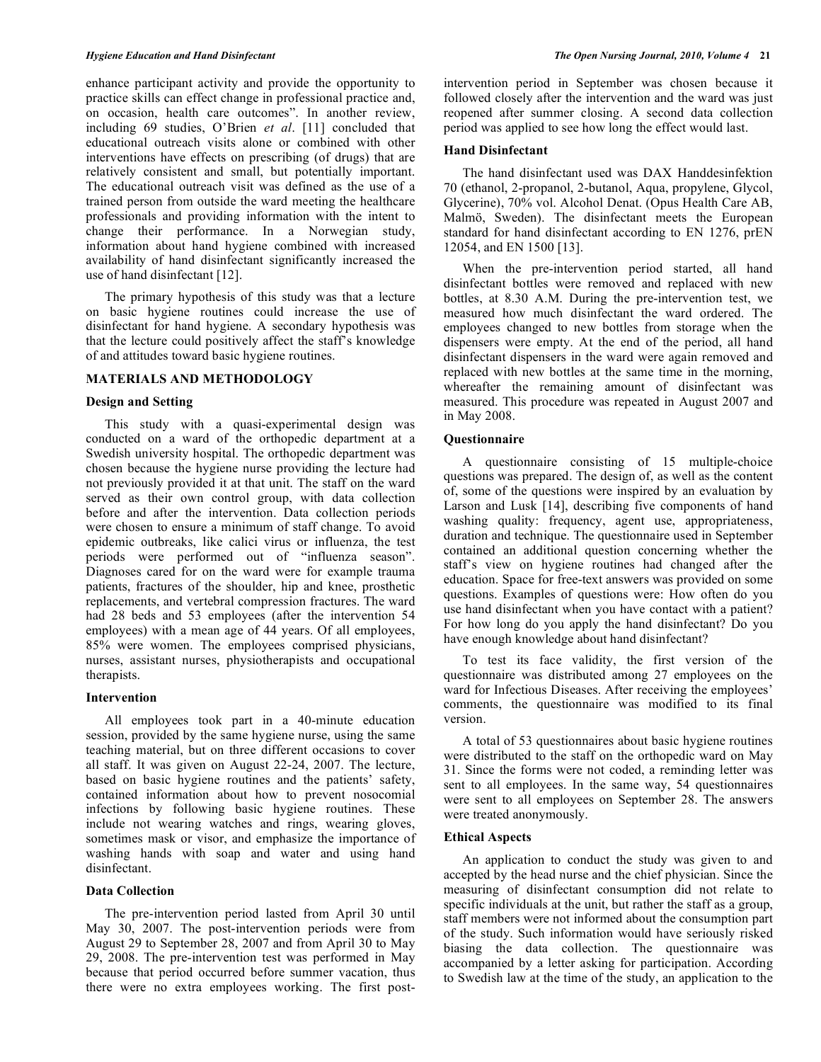enhance participant activity and provide the opportunity to practice skills can effect change in professional practice and, on occasion, health care outcomes". In another review, including 69 studies, O'Brien *et al*. [11] concluded that educational outreach visits alone or combined with other interventions have effects on prescribing (of drugs) that are relatively consistent and small, but potentially important. The educational outreach visit was defined as the use of a trained person from outside the ward meeting the healthcare professionals and providing information with the intent to change their performance. In a Norwegian study, information about hand hygiene combined with increased availability of hand disinfectant significantly increased the use of hand disinfectant [12].

The primary hypothesis of this study was that a lecture on basic hygiene routines could increase the use of disinfectant for hand hygiene. A secondary hypothesis was that the lecture could positively affect the staff's knowledge of and attitudes toward basic hygiene routines.

## MATERIALS AND METHODOLOGY

### Design and Setting

This study with a quasi-experimental design was conducted on a ward of the orthopedic department at a Swedish university hospital. The orthopedic department was chosen because the hygiene nurse providing the lecture had not previously provided it at that unit. The staff on the ward served as their own control group, with data collection before and after the intervention. Data collection periods were chosen to ensure a minimum of staff change. To avoid epidemic outbreaks, like calici virus or influenza, the test periods were performed out of "influenza season". Diagnoses cared for on the ward were for example trauma patients, fractures of the shoulder, hip and knee, prosthetic replacements, and vertebral compression fractures. The ward had 28 beds and 53 employees (after the intervention 54 employees) with a mean age of 44 years. Of all employees, 85% were women. The employees comprised physicians, nurses, assistant nurses, physiotherapists and occupational therapists.

### Intervention

All employees took part in a 40-minute education session, provided by the same hygiene nurse, using the same teaching material, but on three different occasions to cover all staff. It was given on August 22-24, 2007. The lecture, based on basic hygiene routines and the patients' safety, contained information about how to prevent nosocomial infections by following basic hygiene routines. These include not wearing watches and rings, wearing gloves, sometimes mask or visor, and emphasize the importance of washing hands with soap and water and using hand disinfectant.

### Data Collection

The pre-intervention period lasted from April 30 until May 30, 2007. The post-intervention periods were from August 29 to September 28, 2007 and from April 30 to May 29, 2008. The pre-intervention test was performed in May because that period occurred before summer vacation, thus there were no extra employees working. The first post-intervention period in September was chosen because it followed closely after the intervention and the ward was just reopened after summer closing. A second data collection period was applied to see how long the effect would last.

### Hand Disinfectant

The hand disinfectant used was DAX Handdesinfektion 70 (ethanol, 2-propanol, 2-butanol, Aqua, propylene, Glycol, Glycerine), 70% vol. Alcohol Denat. (Opus Health Care AB, Malmö, Sweden). The disinfectant meets the European standard for hand disinfectant according to EN 1276, prEN 12054, and EN 1500 [13].

When the pre-intervention period started, all hand disinfectant bottles were removed and replaced with new bottles, at 8.30 A.M. During the pre-intervention test, we measured how much disinfectant the ward ordered. The employees changed to new bottles from storage when the dispensers were empty. At the end of the period, all hand disinfectant dispensers in the ward were again removed and replaced with new bottles at the same time in the morning, whereafter the remaining amount of disinfectant was measured. This procedure was repeated in August 2007 and in May 2008.

### Questionnaire

A questionnaire consisting of 15 multiple-choice questions was prepared. The design of, as well as the content of, some of the questions were inspired by an evaluation by Larson and Lusk [14], describing five components of hand washing quality: frequency, agent use, appropriateness, duration and technique. The questionnaire used in September contained an additional question concerning whether the staff's view on hygiene routines had changed after the education. Space for free-text answers was provided on some questions. Examples of questions were: How often do you use hand disinfectant when you have contact with a patient? For how long do you apply the hand disinfectant? Do you have enough knowledge about hand disinfectant?

To test its face validity, the first version of the questionnaire was distributed among 27 employees on the ward for Infectious Diseases. After receiving the employees' comments, the questionnaire was modified to its final version.

A total of 53 questionnaires about basic hygiene routines were distributed to the staff on the orthopedic ward on May 31. Since the forms were not coded, a reminding letter was sent to all employees. In the same way, 54 questionnaires were sent to all employees on September 28. The answers were treated anonymously.

### Ethical Aspects

An application to conduct the study was given to and accepted by the head nurse and the chief physician. Since the measuring of disinfectant consumption did not relate to specific individuals at the unit, but rather the staff as a group, staff members were not informed about the consumption part of the study. Such information would have seriously risked biasing the data collection. The questionnaire was accompanied by a letter asking for participation. According to Swedish law at the time of the study, an application to the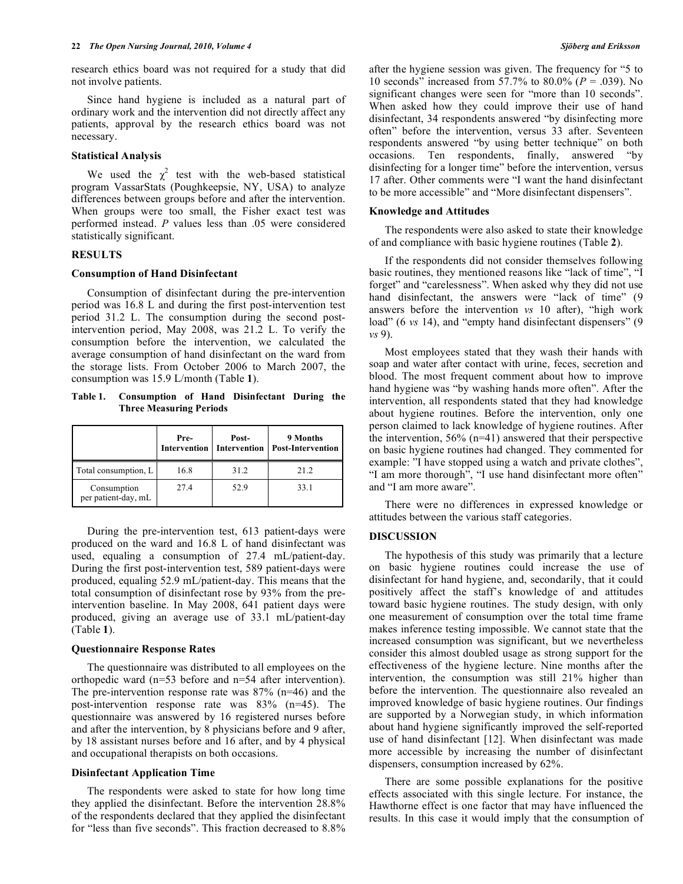research ethics board was not required for a study that did not involve patients.

Since hand hygiene is included as a natural part of ordinary work and the intervention did not directly affect any patients, approval by the research ethics board was not necessary.

### Statistical Analysis

We used the $\chi^2$ test with the web-based statistical program VassarStats (Poughkeepsie, NY, USA) to analyze differences between groups before and after the intervention. When groups were too small, the Fisher exact test was performed instead. *P* values less than .05 were considered statistically significant.

## RESULTS

### Consumption of Hand Disinfectant

Consumption of disinfectant during the pre-intervention period was 16.8 L and during the first post-intervention test period 31.2 L. The consumption during the second post-intervention period, May 2008, was 21.2 L. To verify the consumption before the intervention, we calculated the average consumption of hand disinfectant on the ward from the storage lists. From October 2006 to March 2007, the consumption was 15.9 L/month (Table **1**).

**Table 1. Consumption of Hand Disinfectant During the Three Measuring Periods**

| | Pre-Intervention | Post-Intervention | 9 Months Post-Intervention |
|---|---|---|---|
| Total consumption, L | 16.8 | 31.2 | 21.2 |
| Consumption per patient-day, mL | 27.4 | 52.9 | 33.1 |

During the pre-intervention test, 613 patient-days were produced on the ward and 16.8 L of hand disinfectant was used, equaling a consumption of 27.4 mL/patient-day. During the first post-intervention test, 589 patient-days were produced, equaling 52.9 mL/patient-day. This means that the total consumption of disinfectant rose by 93% from the pre-intervention baseline. In May 2008, 641 patient days were produced, giving an average use of 33.1 mL/patient-day (Table **1**).

### Questionnaire Response Rates

The questionnaire was distributed to all employees on the orthopedic ward (n=53 before and n=54 after intervention). The pre-intervention response rate was 87% (n=46) and the post-intervention response rate was 83% (n=45). The questionnaire was answered by 16 registered nurses before and after the intervention, by 8 physicians before and 9 after, by 18 assistant nurses before and 16 after, and by 4 physical and occupational therapists on both occasions.

### Disinfectant Application Time

The respondents were asked to state for how long time they applied the disinfectant. Before the intervention 28.8% of the respondents declared that they applied the disinfectant for "less than five seconds". This fraction decreased to 8.8% after the hygiene session was given. The frequency for "5 to 10 seconds" increased from 57.7% to 80.0% (*P* = .039). No significant changes were seen for "more than 10 seconds". When asked how they could improve their use of hand disinfectant, 34 respondents answered "by disinfecting more often" before the intervention, versus 33 after. Seventeen respondents answered "by using better technique" on both occasions. Ten respondents, finally, answered "by disinfecting for a longer time" before the intervention, versus 17 after. Other comments were "I want the hand disinfectant to be more accessible" and "More disinfectant dispensers".

### Knowledge and Attitudes

The respondents were also asked to state their knowledge of and compliance with basic hygiene routines (Table **2**).

If the respondents did not consider themselves following basic routines, they mentioned reasons like "lack of time", "I forget" and "carelessness". When asked why they did not use hand disinfectant, the answers were "lack of time" (9 answers before the intervention *vs* 10 after), "high work load" (6 *vs* 14), and "empty hand disinfectant dispensers" (9 *vs* 9).

Most employees stated that they wash their hands with soap and water after contact with urine, feces, secretion and blood. The most frequent comment about how to improve hand hygiene was "by washing hands more often". After the intervention, all respondents stated that they had knowledge about hygiene routines. Before the intervention, only one person claimed to lack knowledge of hygiene routines. After the intervention, 56% (n=41) answered that their perspective on basic hygiene routines had changed. They commented for example: "I have stopped using a watch and private clothes", "I am more thorough", "I use hand disinfectant more often" and "I am more aware".

There were no differences in expressed knowledge or attitudes between the various staff categories.

## DISCUSSION

The hypothesis of this study was primarily that a lecture on basic hygiene routines could increase the use of disinfectant for hand hygiene, and, secondarily, that it could positively affect the staff's knowledge of and attitudes toward basic hygiene routines. The study design, with only one measurement of consumption over the total time frame makes inference testing impossible. We cannot state that the increased consumption was significant, but we nevertheless consider this almost doubled usage as strong support for the effectiveness of the hygiene lecture. Nine months after the intervention, the consumption was still 21% higher than before the intervention. The questionnaire also revealed an improved knowledge of basic hygiene routines. Our findings are supported by a Norwegian study, in which information about hand hygiene significantly improved the self-reported use of hand disinfectant [12]. When disinfectant was made more accessible by increasing the number of disinfectant dispensers, consumption increased by 62%.

There are some possible explanations for the positive effects associated with this single lecture. For instance, the Hawthorne effect is one factor that may have influenced the results. In this case it would imply that the consumption of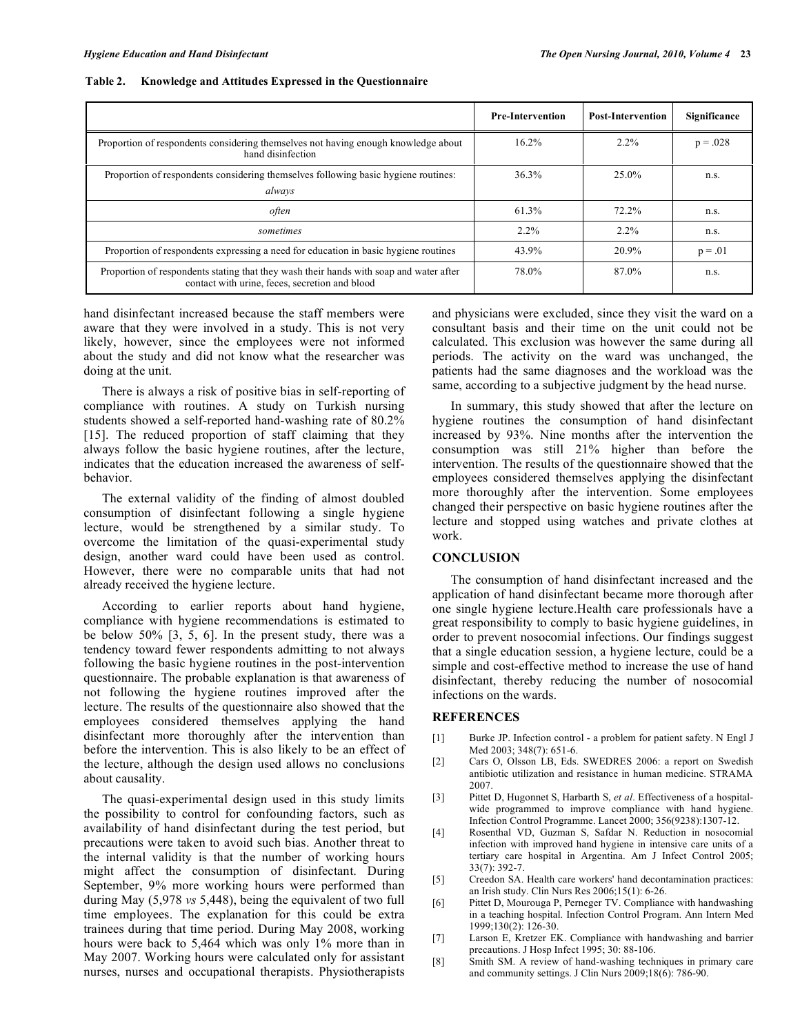**Table 2. Knowledge and Attitudes Expressed in the Questionnaire**

| | Pre-Intervention | Post-Intervention | Significance |
|---|---|---|---|
| Proportion of respondents considering themselves not having enough knowledge about hand disinfection | 16.2% | 2.2% | p = .028 |
| Proportion of respondents considering themselves following basic hygiene routines: *always* | 36.3% | 25.0% | n.s. |
| *often* | 61.3% | 72.2% | n.s. |
| *sometimes* | 2.2% | 2.2% | n.s. |
| Proportion of respondents expressing a need for education in basic hygiene routines | 43.9% | 20.9% | p = .01 |
| Proportion of respondents stating that they wash their hands with soap and water after contact with urine, feces, secretion and blood | 78.0% | 87.0% | n.s. |

hand disinfectant increased because the staff members were aware that they were involved in a study. This is not very likely, however, since the employees were not informed about the study and did not know what the researcher was doing at the unit.

There is always a risk of positive bias in self-reporting of compliance with routines. A study on Turkish nursing students showed a self-reported hand-washing rate of 80.2% [15]. The reduced proportion of staff claiming that they always follow the basic hygiene routines, after the lecture, indicates that the education increased the awareness of self-behavior.

The external validity of the finding of almost doubled consumption of disinfectant following a single hygiene lecture, would be strengthened by a similar study. To overcome the limitation of the quasi-experimental study design, another ward could have been used as control. However, there were no comparable units that had not already received the hygiene lecture.

According to earlier reports about hand hygiene, compliance with hygiene recommendations is estimated to be below 50% [3, 5, 6]. In the present study, there was a tendency toward fewer respondents admitting to not always following the basic hygiene routines in the post-intervention questionnaire. The probable explanation is that awareness of not following the hygiene routines improved after the lecture. The results of the questionnaire also showed that the employees considered themselves applying the hand disinfectant more thoroughly after the intervention than before the intervention. This is also likely to be an effect of the lecture, although the design used allows no conclusions about causality.

The quasi-experimental design used in this study limits the possibility to control for confounding factors, such as availability of hand disinfectant during the test period, but precautions were taken to avoid such bias. Another threat to the internal validity is that the number of working hours might affect the consumption of disinfectant. During September, 9% more working hours were performed than during May (5,978 *vs* 5,448), being the equivalent of two full time employees. The explanation for this could be extra trainees during that time period. During May 2008, working hours were back to 5,464 which was only 1% more than in May 2007. Working hours were calculated only for assistant nurses, nurses and occupational therapists. Physiotherapists and physicians were excluded, since they visit the ward on a consultant basis and their time on the unit could not be calculated. This exclusion was however the same during all periods. The activity on the ward was unchanged, the patients had the same diagnoses and the workload was the same, according to a subjective judgment by the head nurse.

In summary, this study showed that after the lecture on hygiene routines the consumption of hand disinfectant increased by 93%. Nine months after the intervention the consumption was still 21% higher than before the intervention. The results of the questionnaire showed that the employees considered themselves applying the disinfectant more thoroughly after the intervention. Some employees changed their perspective on basic hygiene routines after the lecture and stopped using watches and private clothes at work.

## CONCLUSION

The consumption of hand disinfectant increased and the application of hand disinfectant became more thorough after one single hygiene lecture.Health care professionals have a great responsibility to comply to basic hygiene guidelines, in order to prevent nosocomial infections. Our findings suggest that a single education session, a hygiene lecture, could be a simple and cost-effective method to increase the use of hand disinfectant, thereby reducing the number of nosocomial infections on the wards.

## REFERENCES

[1] Burke JP. Infection control - a problem for patient safety. N Engl J Med 2003; 348(7): 651-6.

[2] Cars O, Olsson LB, Eds. SWEDRES 2006: a report on Swedish antibiotic utilization and resistance in human medicine. STRAMA 2007.

[3] Pittet D, Hugonnet S, Harbarth S, *et al*. Effectiveness of a hospital-wide programmed to improve compliance with hand hygiene. Infection Control Programme. Lancet 2000; 356(9238):1307-12.

[4] Rosenthal VD, Guzman S, Safdar N. Reduction in nosocomial infection with improved hand hygiene in intensive care units of a tertiary care hospital in Argentina. Am J Infect Control 2005; 33(7): 392-7.

[5] Creedon SA. Health care workers' hand decontamination practices: an Irish study. Clin Nurs Res 2006;15(1): 6-26.

[6] Pittet D, Mourouga P, Perneger TV. Compliance with handwashing in a teaching hospital. Infection Control Program. Ann Intern Med 1999;130(2): 126-30.

[7] Larson E, Kretzer EK. Compliance with handwashing and barrier precautions. J Hosp Infect 1995; 30: 88-106.

[8] Smith SM. A review of hand-washing techniques in primary care and community settings. J Clin Nurs 2009;18(6): 786-90.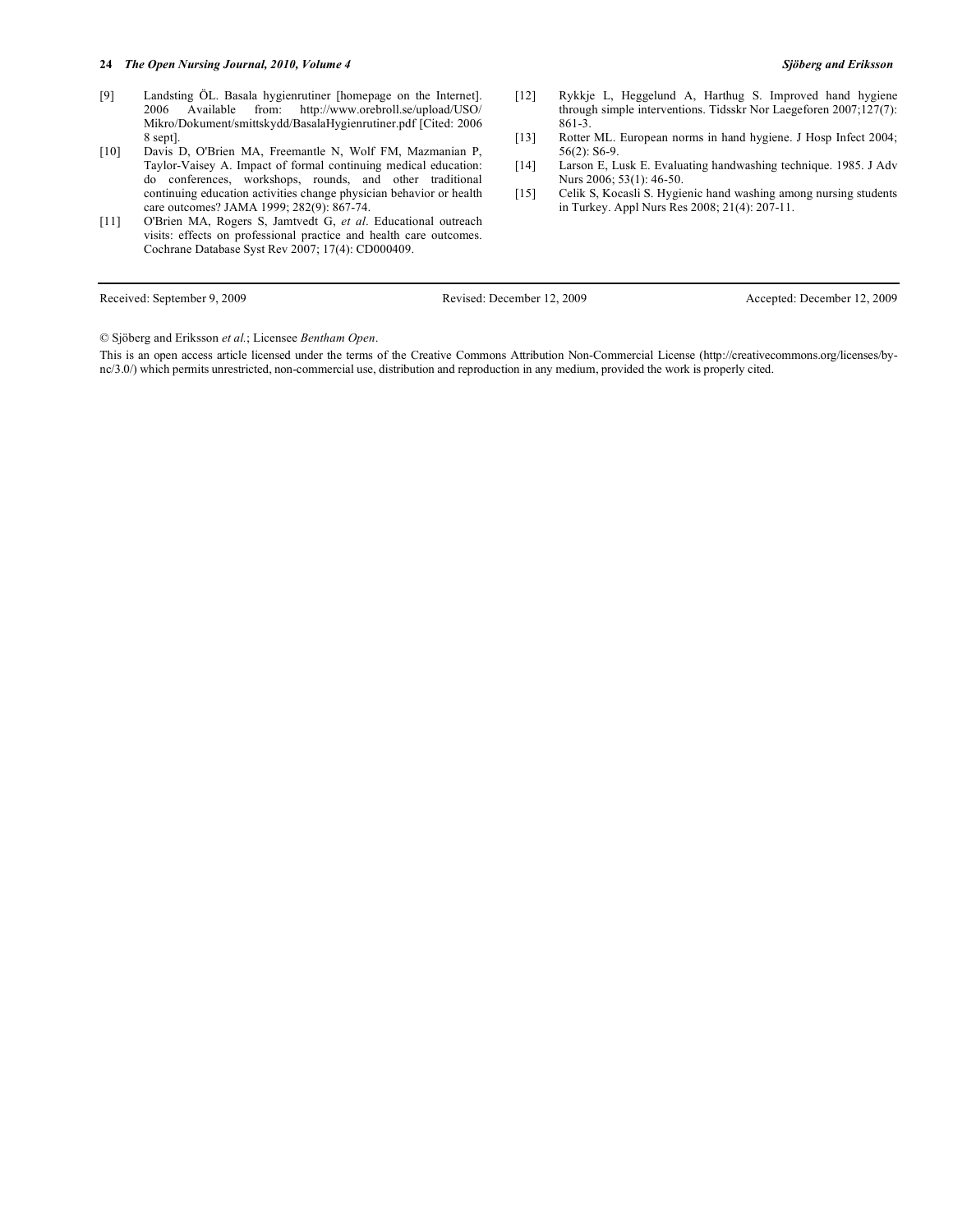[9] Landsting ÖL. Basala hygienrutiner [homepage on the Internet]. 2006 Available from: http://www.orebroll.se/upload/USO/Mikro/Dokument/smittskydd/BasalaHygienrutiner.pdf [Cited: 2006 8 sept].

[10] Davis D, O'Brien MA, Freemantle N, Wolf FM, Mazmanian P, Taylor-Vaisey A. Impact of formal continuing medical education: do conferences, workshops, rounds, and other traditional continuing education activities change physician behavior or health care outcomes? JAMA 1999; 282(9): 867-74.

[11] O'Brien MA, Rogers S, Jamtvedt G, *et al*. Educational outreach visits: effects on professional practice and health care outcomes. Cochrane Database Syst Rev 2007; 17(4): CD000409.

[12] Rykkje L, Heggelund A, Harthug S. Improved hand hygiene through simple interventions. Tidsskr Nor Laegeforen 2007;127(7): 861-3.

[13] Rotter ML. European norms in hand hygiene. J Hosp Infect 2004; 56(2): S6-9.

[14] Larson E, Lusk E. Evaluating handwashing technique. 1985. J Adv Nurs 2006; 53(1): 46-50.

[15] Celik S, Kocasli S. Hygienic hand washing among nursing students in Turkey. Appl Nurs Res 2008; 21(4): 207-11.

Received: September 9, 2009 Revised: December 12, 2009 Accepted: December 12, 2009

© Sjöberg and Eriksson *et al.*; Licensee *Bentham Open*.

This is an open access article licensed under the terms of the Creative Commons Attribution Non-Commercial License (http://creativecommons.org/licenses/by-nc/3.0/) which permits unrestricted, non-commercial use, distribution and reproduction in any medium, provided the work is properly cited.